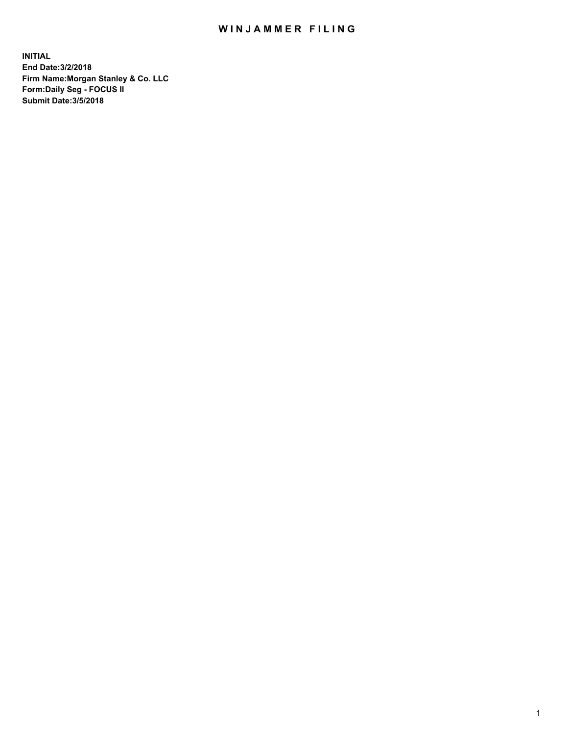# WINJAMMER FILING

**INITIAL**
**End Date:3/2/2018**
**Firm Name:Morgan Stanley & Co. LLC**
**Form:Daily Seg - FOCUS II**
**Submit Date:3/5/2018**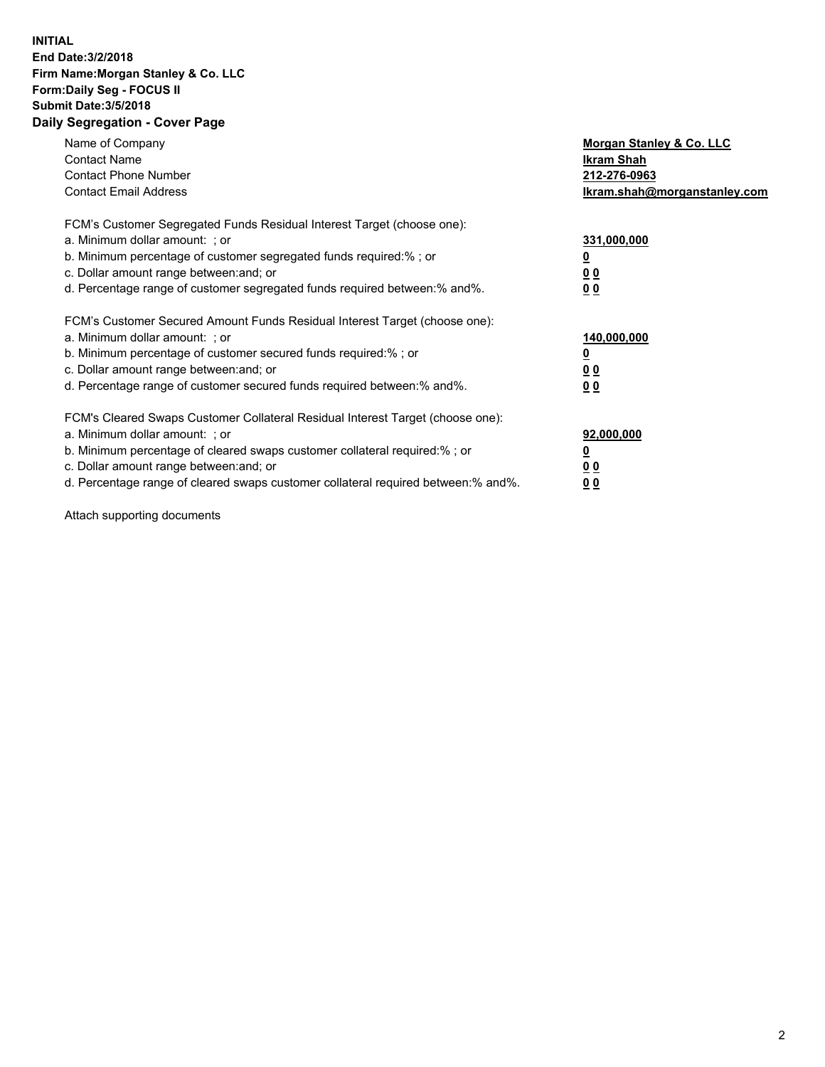**INITIAL**
**End Date:3/2/2018**
**Firm Name:Morgan Stanley & Co. LLC**
**Form:Daily Seg - FOCUS II**
**Submit Date:3/5/2018**
**Daily Segregation - Cover Page**

| | |
|---|---|
| Name of Company | **Morgan Stanley & Co. LLC** |
| Contact Name | **Ikram Shah** |
| Contact Phone Number | **212-276-0963** |
| Contact Email Address | **Ikram.shah@morganstanley.com** |

FCM's Customer Segregated Funds Residual Interest Target (choose one):

| | |
|---|---|
| a. Minimum dollar amount: ; or | **331,000,000** |
| b. Minimum percentage of customer segregated funds required:% ; or | **0** |
| c. Dollar amount range between:and; or | **0 0** |
| d. Percentage range of customer segregated funds required between:% and%. | **0 0** |

FCM's Customer Secured Amount Funds Residual Interest Target (choose one):

| | |
|---|---|
| a. Minimum dollar amount: ; or | **140,000,000** |
| b. Minimum percentage of customer secured funds required:% ; or | **0** |
| c. Dollar amount range between:and; or | **0 0** |
| d. Percentage range of customer secured funds required between:% and%. | **0 0** |

FCM's Cleared Swaps Customer Collateral Residual Interest Target (choose one):

| | |
|---|---|
| a. Minimum dollar amount: ; or | **92,000,000** |
| b. Minimum percentage of cleared swaps customer collateral required:% ; or | **0** |
| c. Dollar amount range between:and; or | **0 0** |
| d. Percentage range of cleared swaps customer collateral required between:% and%. | **0 0** |

Attach supporting documents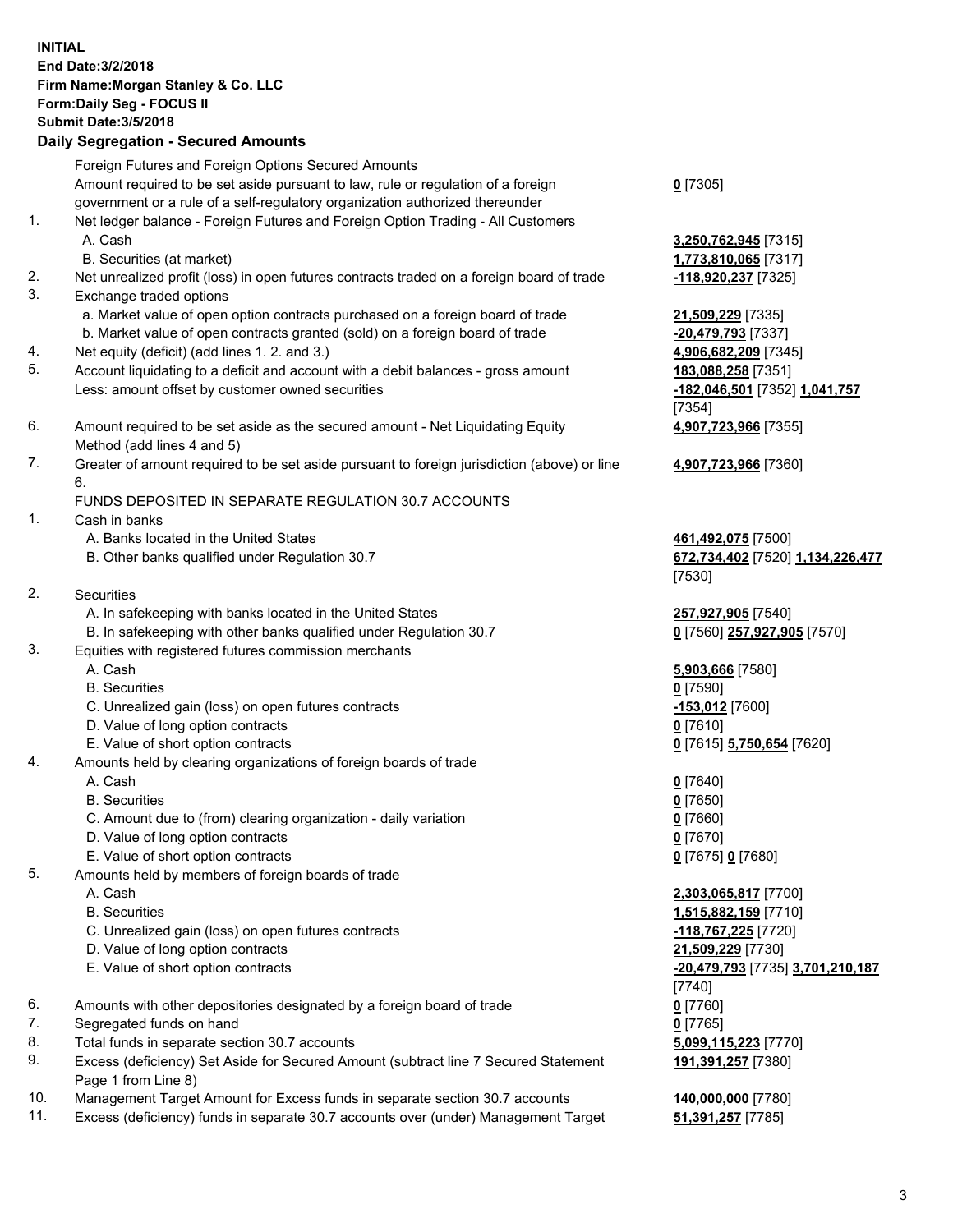**INITIAL**
**End Date:3/2/2018**
**Firm Name:Morgan Stanley & Co. LLC**
**Form:Daily Seg - FOCUS II**
**Submit Date:3/5/2018**

## Daily Segregation - Secured Amounts

| | | |
|---|---|---|
| | Foreign Futures and Foreign Options Secured Amounts | |
| | Amount required to be set aside pursuant to law, rule or regulation of a foreign government or a rule of a self-regulatory organization authorized thereunder | **0** [7305] |
| 1. | Net ledger balance - Foreign Futures and Foreign Option Trading - All Customers | |
| | A. Cash | **3,250,762,945** [7315] |
| | B. Securities (at market) | **1,773,810,065** [7317] |
| 2. | Net unrealized profit (loss) in open futures contracts traded on a foreign board of trade | **-118,920,237** [7325] |
| 3. | Exchange traded options | |
| | a. Market value of open option contracts purchased on a foreign board of trade | **21,509,229** [7335] |
| | b. Market value of open contracts granted (sold) on a foreign board of trade | **-20,479,793** [7337] |
| 4. | Net equity (deficit) (add lines 1. 2. and 3.) | **4,906,682,209** [7345] |
| 5. | Account liquidating to a deficit and account with a debit balances - gross amount | **183,088,258** [7351] |
| | Less: amount offset by customer owned securities | **-182,046,501** [7352] **1,041,757** [7354] |
| 6. | Amount required to be set aside as the secured amount - Net Liquidating Equity Method (add lines 4 and 5) | **4,907,723,966** [7355] |
| 7. | Greater of amount required to be set aside pursuant to foreign jurisdiction (above) or line 6. | **4,907,723,966** [7360] |
| | FUNDS DEPOSITED IN SEPARATE REGULATION 30.7 ACCOUNTS | |
| 1. | Cash in banks | |
| | A. Banks located in the United States | **461,492,075** [7500] |
| | B. Other banks qualified under Regulation 30.7 | **672,734,402** [7520] **1,134,226,477** [7530] |
| 2. | Securities | |
| | A. In safekeeping with banks located in the United States | **257,927,905** [7540] |
| | B. In safekeeping with other banks qualified under Regulation 30.7 | **0** [7560] **257,927,905** [7570] |
| 3. | Equities with registered futures commission merchants | |
| | A. Cash | **5,903,666** [7580] |
| | B. Securities | **0** [7590] |
| | C. Unrealized gain (loss) on open futures contracts | **-153,012** [7600] |
| | D. Value of long option contracts | **0** [7610] |
| | E. Value of short option contracts | **0** [7615] **5,750,654** [7620] |
| 4. | Amounts held by clearing organizations of foreign boards of trade | |
| | A. Cash | **0** [7640] |
| | B. Securities | **0** [7650] |
| | C. Amount due to (from) clearing organization - daily variation | **0** [7660] |
| | D. Value of long option contracts | **0** [7670] |
| | E. Value of short option contracts | **0** [7675] **0** [7680] |
| 5. | Amounts held by members of foreign boards of trade | |
| | A. Cash | **2,303,065,817** [7700] |
| | B. Securities | **1,515,882,159** [7710] |
| | C. Unrealized gain (loss) on open futures contracts | **-118,767,225** [7720] |
| | D. Value of long option contracts | **21,509,229** [7730] |
| | E. Value of short option contracts | **-20,479,793** [7735] **3,701,210,187** [7740] |
| 6. | Amounts with other depositories designated by a foreign board of trade | **0** [7760] |
| 7. | Segregated funds on hand | **0** [7765] |
| 8. | Total funds in separate section 30.7 accounts | **5,099,115,223** [7770] |
| 9. | Excess (deficiency) Set Aside for Secured Amount (subtract line 7 Secured Statement Page 1 from Line 8) | **191,391,257** [7380] |
| 10. | Management Target Amount for Excess funds in separate section 30.7 accounts | **140,000,000** [7780] |
| 11. | Excess (deficiency) funds in separate 30.7 accounts over (under) Management Target | **51,391,257** [7785] |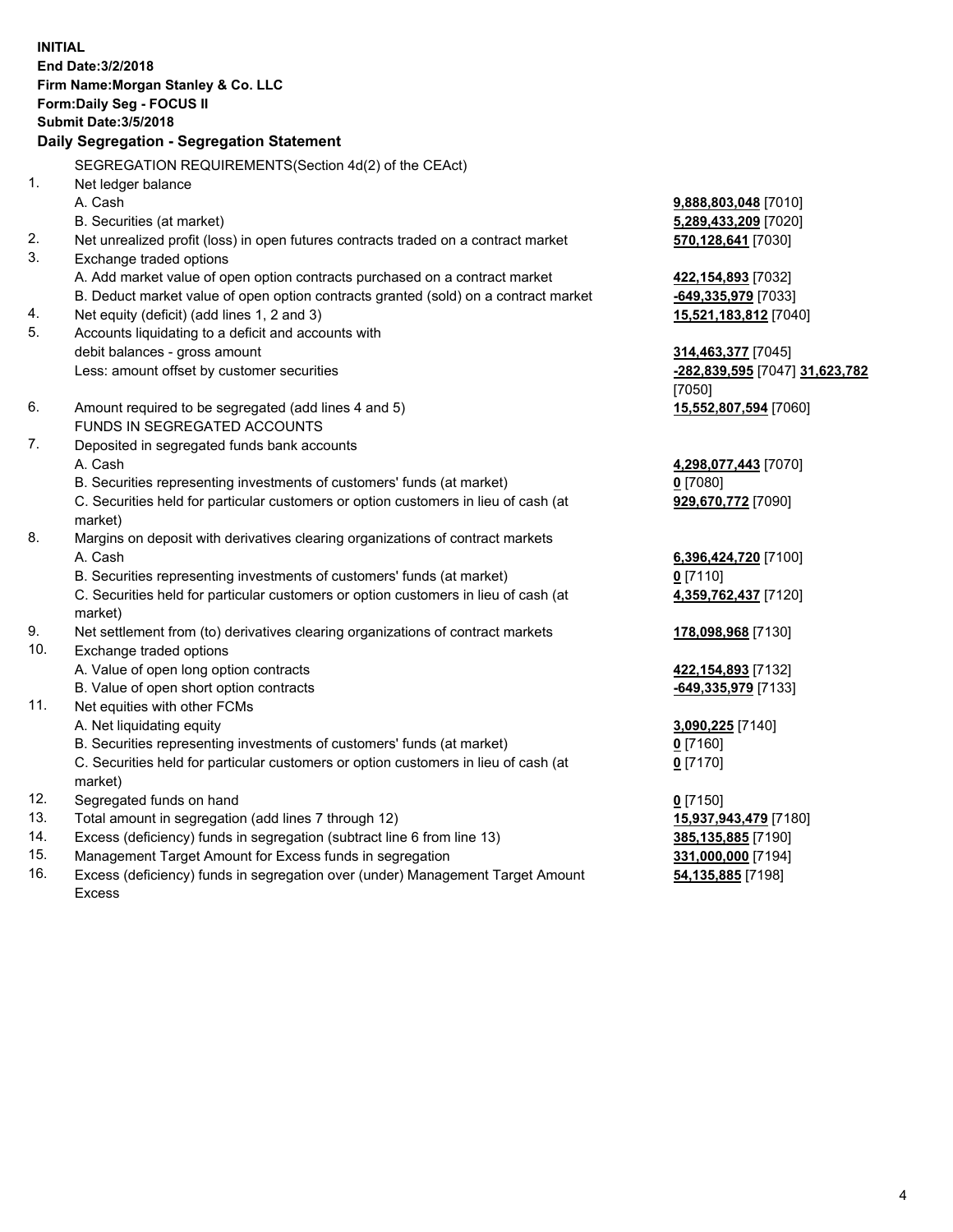**INITIAL**
**End Date:3/2/2018**
**Firm Name:Morgan Stanley & Co. LLC**
**Form:Daily Seg - FOCUS II**
**Submit Date:3/5/2018**

**Daily Segregation - Segregation Statement**

SEGREGATION REQUIREMENTS(Section 4d(2) of the CEAct)

| | | |
|---|---|---|
| 1. | Net ledger balance | |
| | A. Cash | **9,888,803,048** [7010] |
| | B. Securities (at market) | **5,289,433,209** [7020] |
| 2. | Net unrealized profit (loss) in open futures contracts traded on a contract market | **570,128,641** [7030] |
| 3. | Exchange traded options | |
| | A. Add market value of open option contracts purchased on a contract market | **422,154,893** [7032] |
| | B. Deduct market value of open option contracts granted (sold) on a contract market | **-649,335,979** [7033] |
| 4. | Net equity (deficit) (add lines 1, 2 and 3) | **15,521,183,812** [7040] |
| 5. | Accounts liquidating to a deficit and accounts with debit balances - gross amount | **314,463,377** [7045] |
| | Less: amount offset by customer securities | **-282,839,595** [7047] **31,623,782** [7050] |
| 6. | Amount required to be segregated (add lines 4 and 5) | **15,552,807,594** [7060] |
| | FUNDS IN SEGREGATED ACCOUNTS | |
| 7. | Deposited in segregated funds bank accounts | |
| | A. Cash | **4,298,077,443** [7070] |
| | B. Securities representing investments of customers' funds (at market) | **0** [7080] |
| | C. Securities held for particular customers or option customers in lieu of cash (at market) | **929,670,772** [7090] |
| 8. | Margins on deposit with derivatives clearing organizations of contract markets | |
| | A. Cash | **6,396,424,720** [7100] |
| | B. Securities representing investments of customers' funds (at market) | **0** [7110] |
| | C. Securities held for particular customers or option customers in lieu of cash (at market) | **4,359,762,437** [7120] |
| 9. | Net settlement from (to) derivatives clearing organizations of contract markets | **178,098,968** [7130] |
| 10. | Exchange traded options | |
| | A. Value of open long option contracts | **422,154,893** [7132] |
| | B. Value of open short option contracts | **-649,335,979** [7133] |
| 11. | Net equities with other FCMs | |
| | A. Net liquidating equity | **3,090,225** [7140] |
| | B. Securities representing investments of customers' funds (at market) | **0** [7160] |
| | C. Securities held for particular customers or option customers in lieu of cash (at market) | **0** [7170] |
| 12. | Segregated funds on hand | **0** [7150] |
| 13. | Total amount in segregation (add lines 7 through 12) | **15,937,943,479** [7180] |
| 14. | Excess (deficiency) funds in segregation (subtract line 6 from line 13) | **385,135,885** [7190] |
| 15. | Management Target Amount for Excess funds in segregation | **331,000,000** [7194] |
| 16. | Excess (deficiency) funds in segregation over (under) Management Target Amount Excess | **54,135,885** [7198] |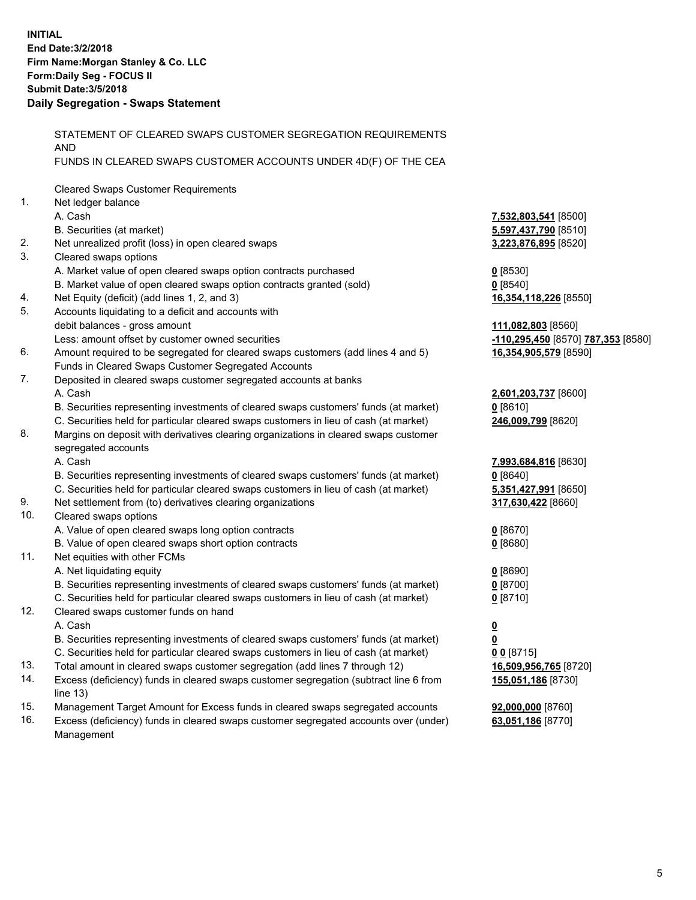**INITIAL**
**End Date:3/2/2018**
**Firm Name:Morgan Stanley & Co. LLC**
**Form:Daily Seg - FOCUS II**
**Submit Date:3/5/2018**
**Daily Segregation - Swaps Statement**

STATEMENT OF CLEARED SWAPS CUSTOMER SEGREGATION REQUIREMENTS AND FUNDS IN CLEARED SWAPS CUSTOMER ACCOUNTS UNDER 4D(F) OF THE CEA

| | | |
|---|---|---|
| | Cleared Swaps Customer Requirements | |
| 1. | Net ledger balance | |
| | A. Cash | **7,532,803,541** [8500] |
| | B. Securities (at market) | **5,597,437,790** [8510] |
| 2. | Net unrealized profit (loss) in open cleared swaps | **3,223,876,895** [8520] |
| 3. | Cleared swaps options | |
| | A. Market value of open cleared swaps option contracts purchased | **0** [8530] |
| | B. Market value of open cleared swaps option contracts granted (sold) | **0** [8540] |
| 4. | Net Equity (deficit) (add lines 1, 2, and 3) | **16,354,118,226** [8550] |
| 5. | Accounts liquidating to a deficit and accounts with debit balances - gross amount | **111,082,803** [8560] |
| | Less: amount offset by customer owned securities | **-110,295,450** [8570] **787,353** [8580] |
| 6. | Amount required to be segregated for cleared swaps customers (add lines 4 and 5) | **16,354,905,579** [8590] |
| | Funds in Cleared Swaps Customer Segregated Accounts | |
| 7. | Deposited in cleared swaps customer segregated accounts at banks | |
| | A. Cash | **2,601,203,737** [8600] |
| | B. Securities representing investments of cleared swaps customers' funds (at market) | **0** [8610] |
| | C. Securities held for particular cleared swaps customers in lieu of cash (at market) | **246,009,799** [8620] |
| 8. | Margins on deposit with derivatives clearing organizations in cleared swaps customer segregated accounts | |
| | A. Cash | **7,993,684,816** [8630] |
| | B. Securities representing investments of cleared swaps customers' funds (at market) | **0** [8640] |
| | C. Securities held for particular cleared swaps customers in lieu of cash (at market) | **5,351,427,991** [8650] |
| 9. | Net settlement from (to) derivatives clearing organizations | **317,630,422** [8660] |
| 10. | Cleared swaps options | |
| | A. Value of open cleared swaps long option contracts | **0** [8670] |
| | B. Value of open cleared swaps short option contracts | **0** [8680] |
| 11. | Net equities with other FCMs | |
| | A. Net liquidating equity | **0** [8690] |
| | B. Securities representing investments of cleared swaps customers' funds (at market) | **0** [8700] |
| | C. Securities held for particular cleared swaps customers in lieu of cash (at market) | **0** [8710] |
| 12. | Cleared swaps customer funds on hand | |
| | A. Cash | **0** |
| | B. Securities representing investments of cleared swaps customers' funds (at market) | **0** |
| | C. Securities held for particular cleared swaps customers in lieu of cash (at market) | **0** **0** [8715] |
| 13. | Total amount in cleared swaps customer segregation (add lines 7 through 12) | **16,509,956,765** [8720] |
| 14. | Excess (deficiency) funds in cleared swaps customer segregation (subtract line 6 from line 13) | **155,051,186** [8730] |
| 15. | Management Target Amount for Excess funds in cleared swaps segregated accounts | **92,000,000** [8760] |
| 16. | Excess (deficiency) funds in cleared swaps customer segregated accounts over (under) Management | **63,051,186** [8770] |